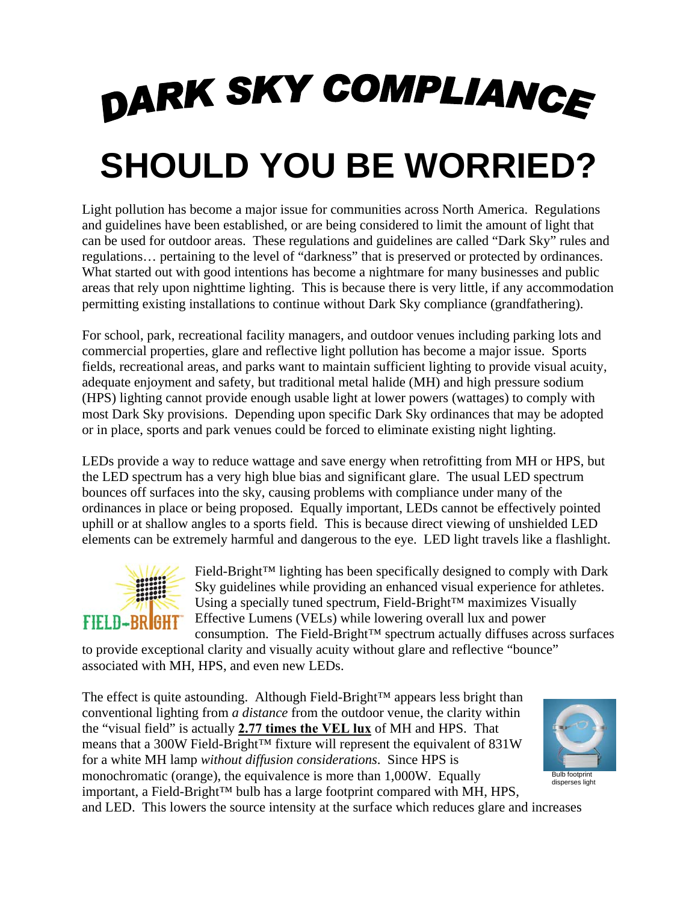# DARK SKY COMPLIANCE

# SHOULD YOU BE WORRIED?

Light pollution has become a major issue for communities across North America. Regulations and guidelines have been established, or are being considered to limit the amount of light that can be used for outdoor areas. These regulations and guidelines are called "Dark Sky" rules and regulations… pertaining to the level of "darkness" that is preserved or protected by ordinances. What started out with good intentions has become a nightmare for many businesses and public areas that rely upon nighttime lighting. This is because there is very little, if any accommodation permitting existing installations to continue without Dark Sky compliance (grandfathering).

For school, park, recreational facility managers, and outdoor venues including parking lots and commercial properties, glare and reflective light pollution has become a major issue. Sports fields, recreational areas, and parks want to maintain sufficient lighting to provide visual acuity, adequate enjoyment and safety, but traditional metal halide (MH) and high pressure sodium (HPS) lighting cannot provide enough usable light at lower powers (wattages) to comply with most Dark Sky provisions. Depending upon specific Dark Sky ordinances that may be adopted or in place, sports and park venues could be forced to eliminate existing night lighting.

LEDs provide a way to reduce wattage and save energy when retrofitting from MH or HPS, but the LED spectrum has a very high blue bias and significant glare. The usual LED spectrum bounces off surfaces into the sky, causing problems with compliance under many of the ordinances in place or being proposed. Equally important, LEDs cannot be effectively pointed uphill or at shallow angles to a sports field. This is because direct viewing of unshielded LED elements can be extremely harmful and dangerous to the eye. LED light travels like a flashlight.

FIELD-BRIGHT™

Field-Bright™ lighting has been specifically designed to comply with Dark Sky guidelines while providing an enhanced visual experience for athletes. Using a specially tuned spectrum, Field-Bright™ maximizes Visually Effective Lumens (VELs) while lowering overall lux and power consumption. The Field-Bright™ spectrum actually diffuses across surfaces to provide exceptional clarity and visually acuity without glare and reflective "bounce" associated with MH, HPS, and even new LEDs.

The effect is quite astounding. Although Field-Bright™ appears less bright than conventional lighting from *a distance* from the outdoor venue, the clarity within the "visual field" is actually **2.77 times the VEL lux** of MH and HPS. That means that a 300W Field-Bright™ fixture will represent the equivalent of 831W for a white MH lamp *without diffusion considerations*. Since HPS is monochromatic (orange), the equivalence is more than 1,000W. Equally important, a Field-Bright™ bulb has a large footprint compared with MH, HPS, and LED. This lowers the source intensity at the surface which reduces glare and increases

Bulb footprint disperses light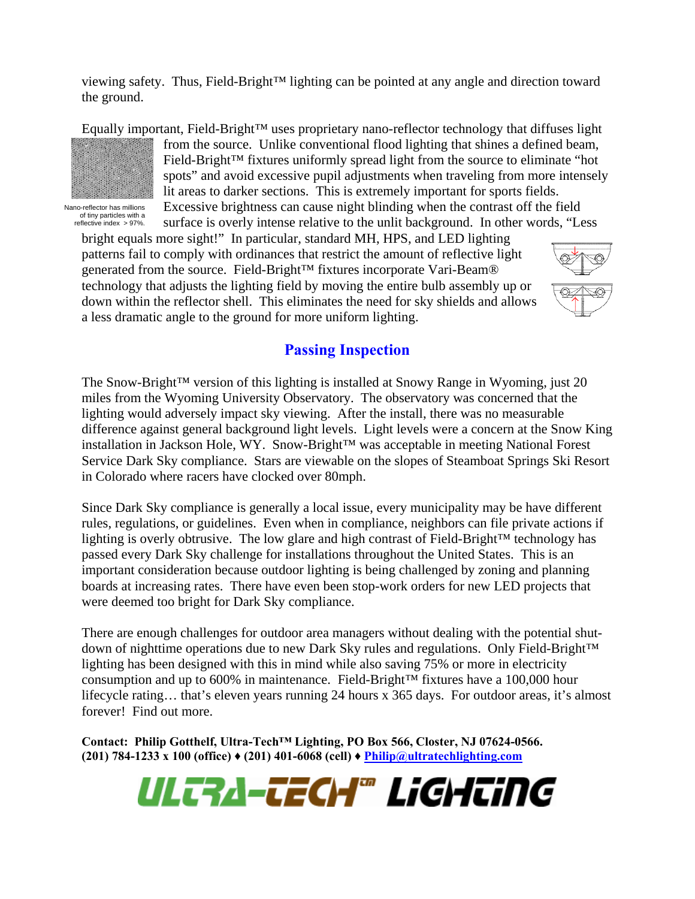viewing safety. Thus, Field-Bright™ lighting can be pointed at any angle and direction toward the ground.

Equally important, Field-Bright™ uses proprietary nano-reflector technology that diffuses light from the source. Unlike conventional flood lighting that shines a defined beam, Field-Bright™ fixtures uniformly spread light from the source to eliminate "hot spots" and avoid excessive pupil adjustments when traveling from more intensely lit areas to darker sections. This is extremely important for sports fields. Excessive brightness can cause night blinding when the contrast off the field surface is overly intense relative to the unlit background. In other words, "Less bright equals more sight!" In particular, standard MH, HPS, and LED lighting patterns fail to comply with ordinances that restrict the amount of reflective light generated from the source. Field-Bright™ fixtures incorporate Vari-Beam® technology that adjusts the lighting field by moving the entire bulb assembly up or down within the reflector shell. This eliminates the need for sky shields and allows a less dramatic angle to the ground for more uniform lighting.

Nano-reflector has millions of tiny particles with a reflective index > 97%.

## Passing Inspection

The Snow-Bright™ version of this lighting is installed at Snowy Range in Wyoming, just 20 miles from the Wyoming University Observatory. The observatory was concerned that the lighting would adversely impact sky viewing. After the install, there was no measurable difference against general background light levels. Light levels were a concern at the Snow King installation in Jackson Hole, WY. Snow-Bright™ was acceptable in meeting National Forest Service Dark Sky compliance. Stars are viewable on the slopes of Steamboat Springs Ski Resort in Colorado where racers have clocked over 80mph.

Since Dark Sky compliance is generally a local issue, every municipality may be have different rules, regulations, or guidelines. Even when in compliance, neighbors can file private actions if lighting is overly obtrusive. The low glare and high contrast of Field-Bright™ technology has passed every Dark Sky challenge for installations throughout the United States. This is an important consideration because outdoor lighting is being challenged by zoning and planning boards at increasing rates. There have even been stop-work orders for new LED projects that were deemed too bright for Dark Sky compliance.

There are enough challenges for outdoor area managers without dealing with the potential shut-down of nighttime operations due to new Dark Sky rules and regulations. Only Field-Bright™ lighting has been designed with this in mind while also saving 75% or more in electricity consumption and up to 600% in maintenance. Field-Bright™ fixtures have a 100,000 hour lifecycle rating… that's eleven years running 24 hours x 365 days. For outdoor areas, it's almost forever! Find out more.

**Contact: Philip Gotthelf, Ultra-Tech™ Lighting, PO Box 566, Closter, NJ 07624-0566. (201) 784-1233 x 100 (office) ♦ (201) 401-6068 (cell) ♦ Philip@ultratechlighting.com**

ULTRA-TECH™ LIGHTING